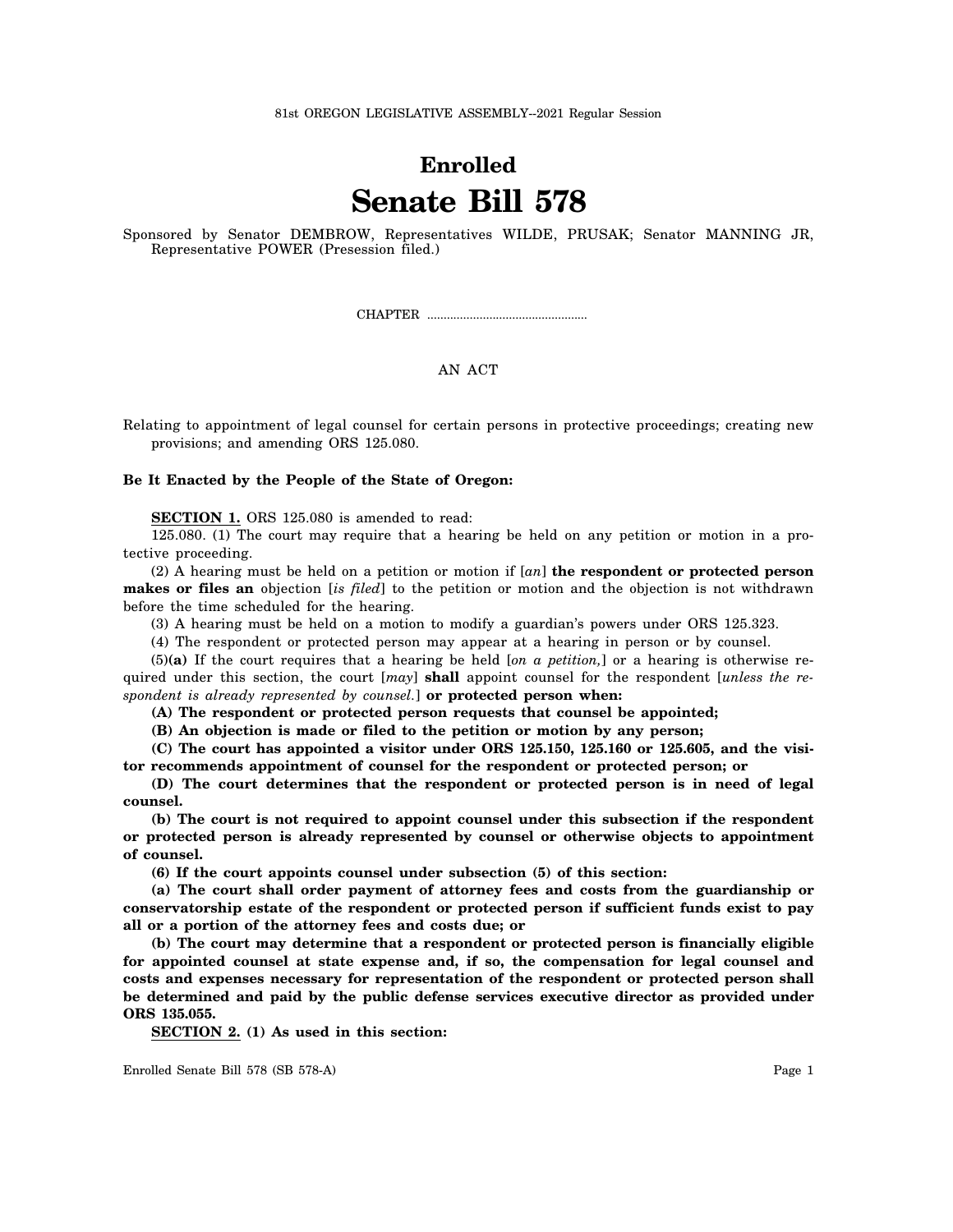81st OREGON LEGISLATIVE ASSEMBLY--2021 Regular Session

# Enrolled

# Senate Bill 578

Sponsored by Senator DEMBROW, Representatives WILDE, PRUSAK; Senator MANNING JR, Representative POWER (Presession filed.)

CHAPTER .................................................

AN ACT

Relating to appointment of legal counsel for certain persons in protective proceedings; creating new provisions; and amending ORS 125.080.

**Be It Enacted by the People of the State of Oregon:**

**SECTION 1.** ORS 125.080 is amended to read:

125.080. (1) The court may require that a hearing be held on any petition or motion in a protective proceeding.

(2) A hearing must be held on a petition or motion if [*an*] **the respondent or protected person makes or files an** objection [*is filed*] to the petition or motion and the objection is not withdrawn before the time scheduled for the hearing.

(3) A hearing must be held on a motion to modify a guardian's powers under ORS 125.323.

(4) The respondent or protected person may appear at a hearing in person or by counsel.

(5)**(a)** If the court requires that a hearing be held [*on a petition,*] or a hearing is otherwise required under this section, the court [*may*] **shall** appoint counsel for the respondent [*unless the respondent is already represented by counsel.*] **or protected person when:**

**(A) The respondent or protected person requests that counsel be appointed;**

**(B) An objection is made or filed to the petition or motion by any person;**

**(C) The court has appointed a visitor under ORS 125.150, 125.160 or 125.605, and the visitor recommends appointment of counsel for the respondent or protected person; or**

**(D) The court determines that the respondent or protected person is in need of legal counsel.**

**(b) The court is not required to appoint counsel under this subsection if the respondent or protected person is already represented by counsel or otherwise objects to appointment of counsel.**

**(6) If the court appoints counsel under subsection (5) of this section:**

**(a) The court shall order payment of attorney fees and costs from the guardianship or conservatorship estate of the respondent or protected person if sufficient funds exist to pay all or a portion of the attorney fees and costs due; or**

**(b) The court may determine that a respondent or protected person is financially eligible for appointed counsel at state expense and, if so, the compensation for legal counsel and costs and expenses necessary for representation of the respondent or protected person shall be determined and paid by the public defense services executive director as provided under ORS 135.055.**

**SECTION 2. (1) As used in this section:**

Enrolled Senate Bill 578 (SB 578-A)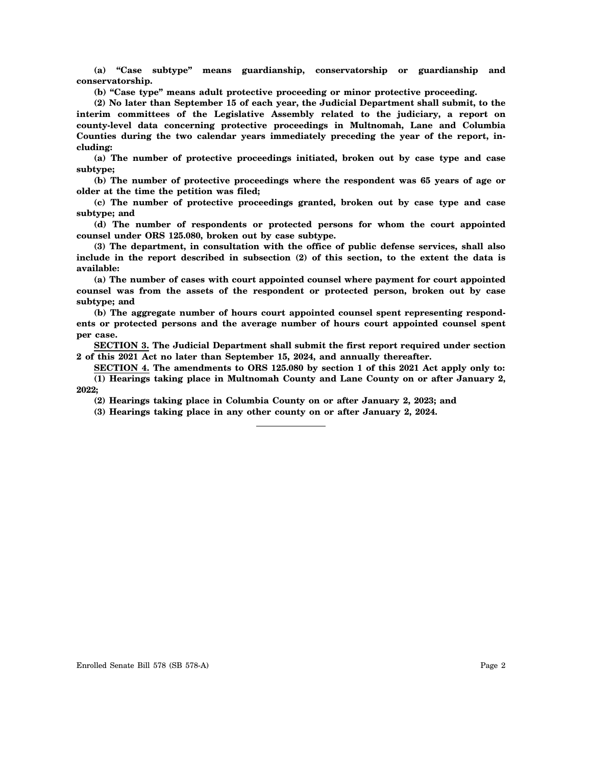**(a) "Case subtype" means guardianship, conservatorship or guardianship and conservatorship.**

**(b) "Case type" means adult protective proceeding or minor protective proceeding.**

**(2) No later than September 15 of each year, the Judicial Department shall submit, to the interim committees of the Legislative Assembly related to the judiciary, a report on county-level data concerning protective proceedings in Multnomah, Lane and Columbia Counties during the two calendar years immediately preceding the year of the report, including:**

**(a) The number of protective proceedings initiated, broken out by case type and case subtype;**

**(b) The number of protective proceedings where the respondent was 65 years of age or older at the time the petition was filed;**

**(c) The number of protective proceedings granted, broken out by case type and case subtype; and**

**(d) The number of respondents or protected persons for whom the court appointed counsel under ORS 125.080, broken out by case subtype.**

**(3) The department, in consultation with the office of public defense services, shall also include in the report described in subsection (2) of this section, to the extent the data is available:**

**(a) The number of cases with court appointed counsel where payment for court appointed counsel was from the assets of the respondent or protected person, broken out by case subtype; and**

**(b) The aggregate number of hours court appointed counsel spent representing respondents or protected persons and the average number of hours court appointed counsel spent per case.**

**SECTION 3. The Judicial Department shall submit the first report required under section 2 of this 2021 Act no later than September 15, 2024, and annually thereafter.**

**SECTION 4. The amendments to ORS 125.080 by section 1 of this 2021 Act apply only to:**

**(1) Hearings taking place in Multnomah County and Lane County on or after January 2, 2022;**

**(2) Hearings taking place in Columbia County on or after January 2, 2023; and**

**(3) Hearings taking place in any other county on or after January 2, 2024.**

---

Enrolled Senate Bill 578 (SB 578-A)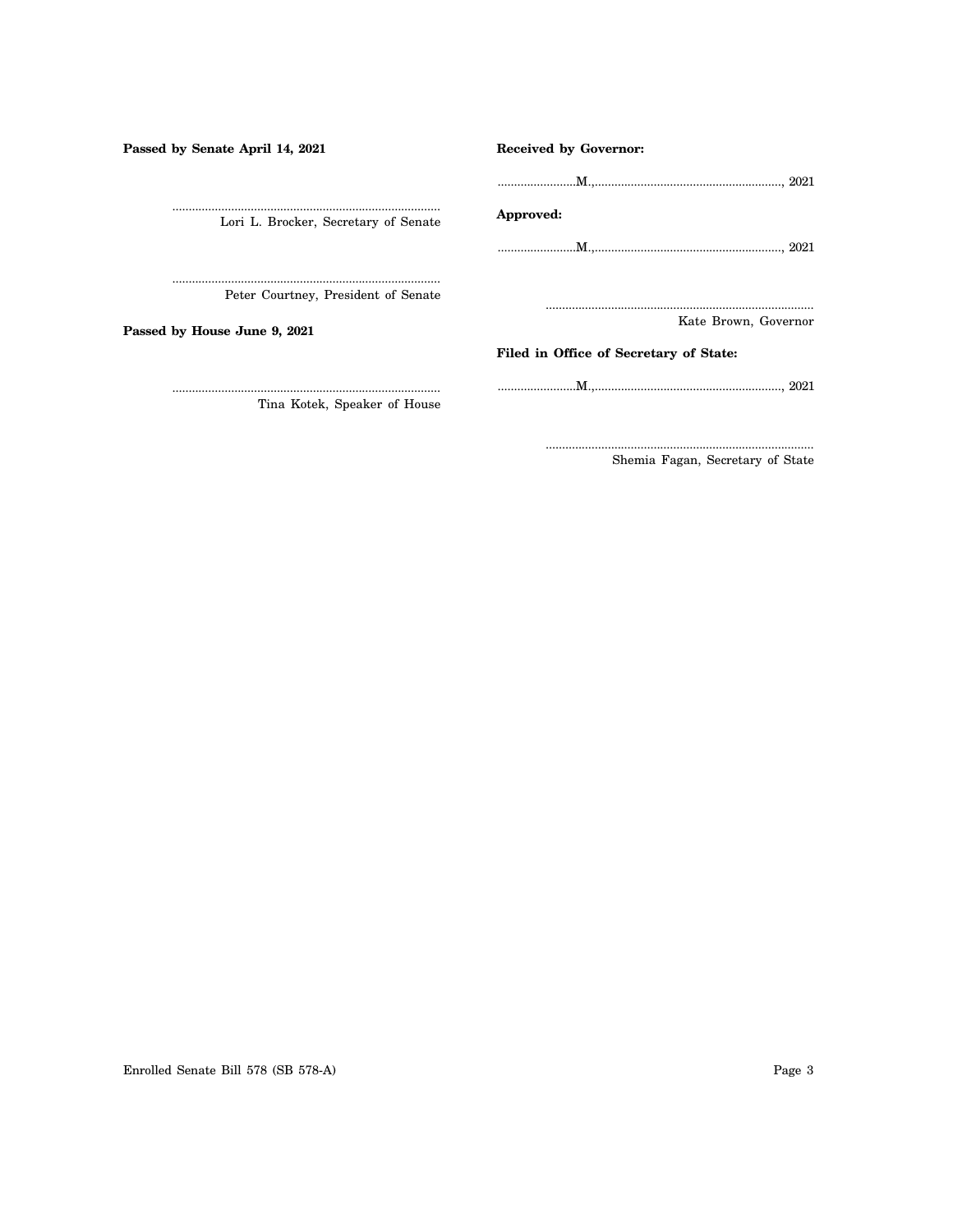**Passed by Senate April 14, 2021**

..................................................................................
Lori L. Brocker, Secretary of Senate

..................................................................................
Peter Courtney, President of Senate

**Passed by House June 9, 2021**

..................................................................................
Tina Kotek, Speaker of House

**Received by Governor:**

........................M.,.........................................................., 2021

**Approved:**

........................M.,.........................................................., 2021

..................................................................................
Kate Brown, Governor

**Filed in Office of Secretary of State:**

........................M.,.........................................................., 2021

..................................................................................
Shemia Fagan, Secretary of State